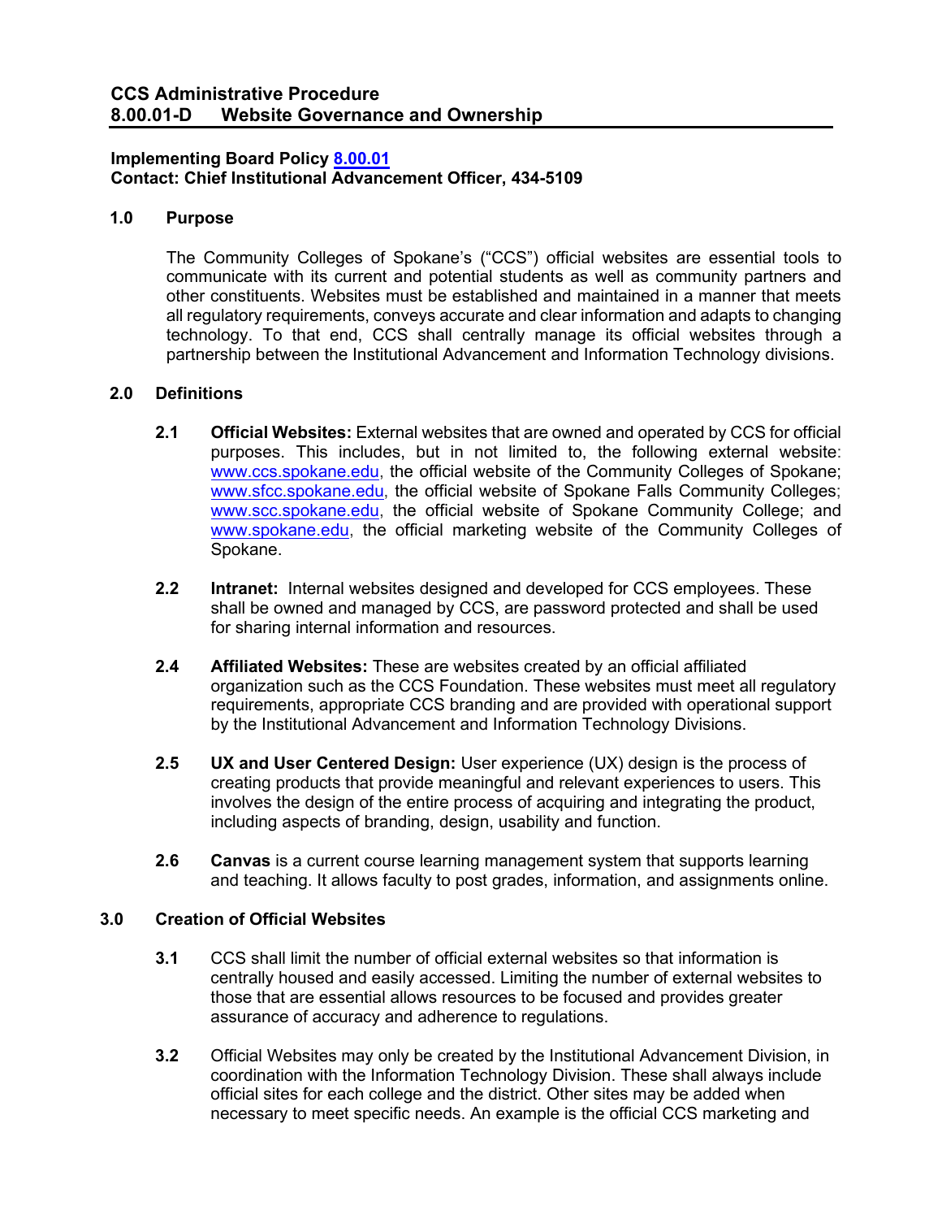# CCS Administrative Procedure
# 8.00.01-D Website Governance and Ownership

**Implementing Board Policy [8.00.01](8.00.01)**
**Contact: Chief Institutional Advancement Officer, 434-5109**

## 1.0 Purpose

The Community Colleges of Spokane's ("CCS") official websites are essential tools to communicate with its current and potential students as well as community partners and other constituents. Websites must be established and maintained in a manner that meets all regulatory requirements, conveys accurate and clear information and adapts to changing technology. To that end, CCS shall centrally manage its official websites through a partnership between the Institutional Advancement and Information Technology divisions.

## 2.0 Definitions

**2.1** **Official Websites:** External websites that are owned and operated by CCS for official purposes. This includes, but in not limited to, the following external website: [www.ccs.spokane.edu](www.ccs.spokane.edu), the official website of the Community Colleges of Spokane; [www.sfcc.spokane.edu](www.sfcc.spokane.edu), the official website of Spokane Falls Community Colleges; [www.scc.spokane.edu](www.scc.spokane.edu), the official website of Spokane Community College; and [www.spokane.edu](www.spokane.edu), the official marketing website of the Community Colleges of Spokane.

**2.2** **Intranet:** Internal websites designed and developed for CCS employees. These shall be owned and managed by CCS, are password protected and shall be used for sharing internal information and resources.

**2.4** **Affiliated Websites:** These are websites created by an official affiliated organization such as the CCS Foundation. These websites must meet all regulatory requirements, appropriate CCS branding and are provided with operational support by the Institutional Advancement and Information Technology Divisions.

**2.5** **UX and User Centered Design:** User experience (UX) design is the process of creating products that provide meaningful and relevant experiences to users. This involves the design of the entire process of acquiring and integrating the product, including aspects of branding, design, usability and function.

**2.6** **Canvas** is a current course learning management system that supports learning and teaching. It allows faculty to post grades, information, and assignments online.

## 3.0 Creation of Official Websites

**3.1** CCS shall limit the number of official external websites so that information is centrally housed and easily accessed. Limiting the number of external websites to those that are essential allows resources to be focused and provides greater assurance of accuracy and adherence to regulations.

**3.2** Official Websites may only be created by the Institutional Advancement Division, in coordination with the Information Technology Division. These shall always include official sites for each college and the district. Other sites may be added when necessary to meet specific needs. An example is the official CCS marketing and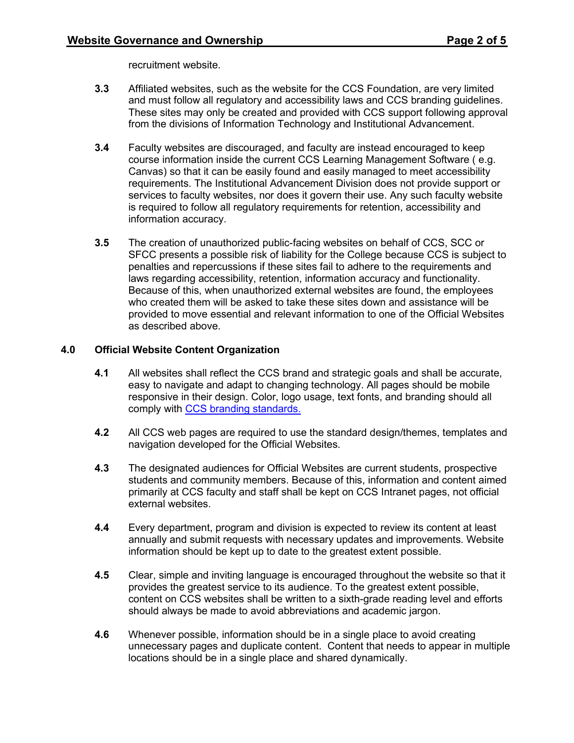recruitment website.

**3.3** Affiliated websites, such as the website for the CCS Foundation, are very limited and must follow all regulatory and accessibility laws and CCS branding guidelines. These sites may only be created and provided with CCS support following approval from the divisions of Information Technology and Institutional Advancement.

**3.4** Faculty websites are discouraged, and faculty are instead encouraged to keep course information inside the current CCS Learning Management Software ( e.g. Canvas) so that it can be easily found and easily managed to meet accessibility requirements. The Institutional Advancement Division does not provide support or services to faculty websites, nor does it govern their use. Any such faculty website is required to follow all regulatory requirements for retention, accessibility and information accuracy.

**3.5** The creation of unauthorized public-facing websites on behalf of CCS, SCC or SFCC presents a possible risk of liability for the College because CCS is subject to penalties and repercussions if these sites fail to adhere to the requirements and laws regarding accessibility, retention, information accuracy and functionality. Because of this, when unauthorized external websites are found, the employees who created them will be asked to take these sites down and assistance will be provided to move essential and relevant information to one of the Official Websites as described above.

## 4.0 Official Website Content Organization

**4.1** All websites shall reflect the CCS brand and strategic goals and shall be accurate, easy to navigate and adapt to changing technology. All pages should be mobile responsive in their design. Color, logo usage, text fonts, and branding should all comply with CCS branding standards.

**4.2** All CCS web pages are required to use the standard design/themes, templates and navigation developed for the Official Websites.

**4.3** The designated audiences for Official Websites are current students, prospective students and community members. Because of this, information and content aimed primarily at CCS faculty and staff shall be kept on CCS Intranet pages, not official external websites.

**4.4** Every department, program and division is expected to review its content at least annually and submit requests with necessary updates and improvements. Website information should be kept up to date to the greatest extent possible.

**4.5** Clear, simple and inviting language is encouraged throughout the website so that it provides the greatest service to its audience. To the greatest extent possible, content on CCS websites shall be written to a sixth-grade reading level and efforts should always be made to avoid abbreviations and academic jargon.

**4.6** Whenever possible, information should be in a single place to avoid creating unnecessary pages and duplicate content. Content that needs to appear in multiple locations should be in a single place and shared dynamically.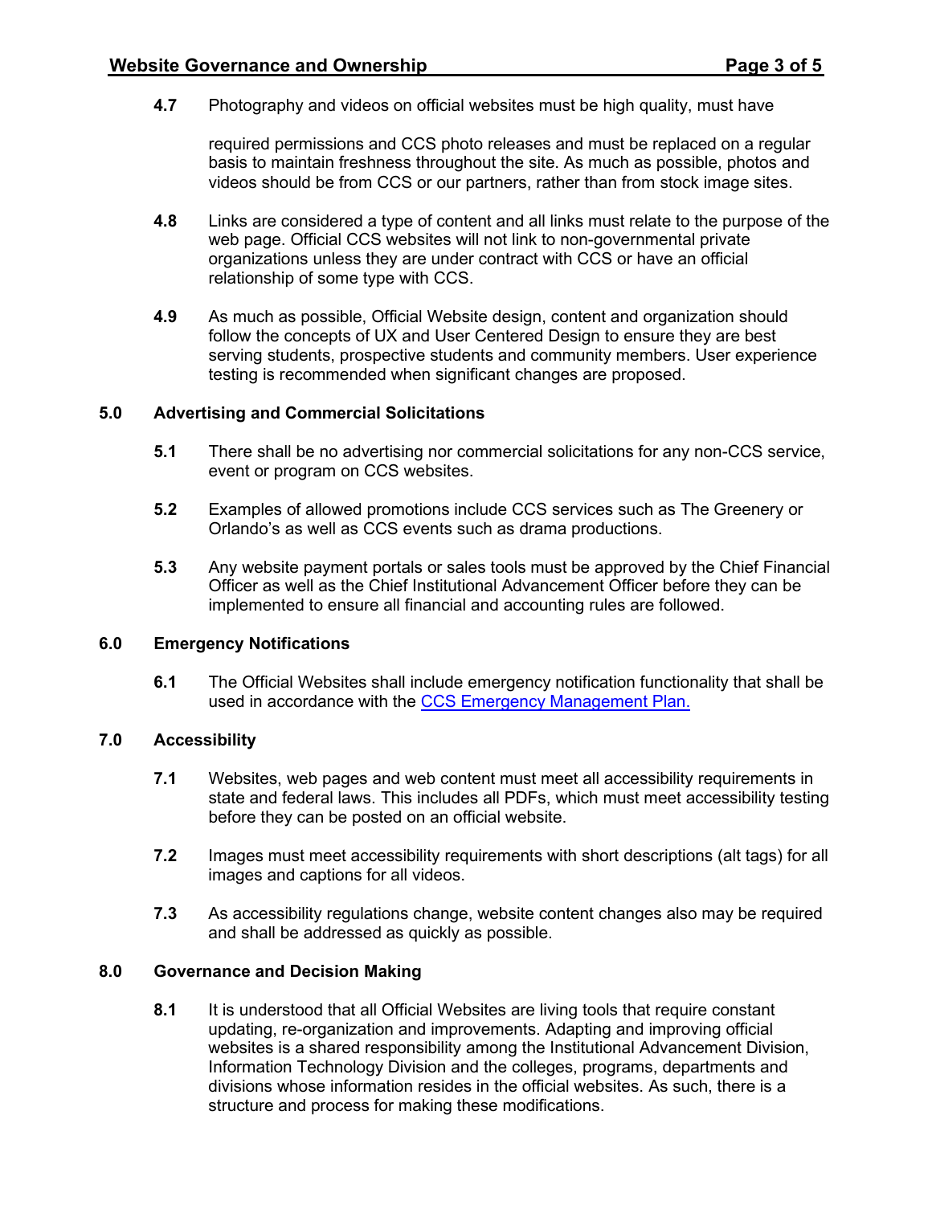**4.7** Photography and videos on official websites must be high quality, must have required permissions and CCS photo releases and must be replaced on a regular basis to maintain freshness throughout the site. As much as possible, photos and videos should be from CCS or our partners, rather than from stock image sites.

**4.8** Links are considered a type of content and all links must relate to the purpose of the web page. Official CCS websites will not link to non-governmental private organizations unless they are under contract with CCS or have an official relationship of some type with CCS.

**4.9** As much as possible, Official Website design, content and organization should follow the concepts of UX and User Centered Design to ensure they are best serving students, prospective students and community members. User experience testing is recommended when significant changes are proposed.

## 5.0 Advertising and Commercial Solicitations

**5.1** There shall be no advertising nor commercial solicitations for any non-CCS service, event or program on CCS websites.

**5.2** Examples of allowed promotions include CCS services such as The Greenery or Orlando's as well as CCS events such as drama productions.

**5.3** Any website payment portals or sales tools must be approved by the Chief Financial Officer as well as the Chief Institutional Advancement Officer before they can be implemented to ensure all financial and accounting rules are followed.

## 6.0 Emergency Notifications

**6.1** The Official Websites shall include emergency notification functionality that shall be used in accordance with the CCS Emergency Management Plan.

## 7.0 Accessibility

**7.1** Websites, web pages and web content must meet all accessibility requirements in state and federal laws. This includes all PDFs, which must meet accessibility testing before they can be posted on an official website.

**7.2** Images must meet accessibility requirements with short descriptions (alt tags) for all images and captions for all videos.

**7.3** As accessibility regulations change, website content changes also may be required and shall be addressed as quickly as possible.

## 8.0 Governance and Decision Making

**8.1** It is understood that all Official Websites are living tools that require constant updating, re-organization and improvements. Adapting and improving official websites is a shared responsibility among the Institutional Advancement Division, Information Technology Division and the colleges, programs, departments and divisions whose information resides in the official websites. As such, there is a structure and process for making these modifications.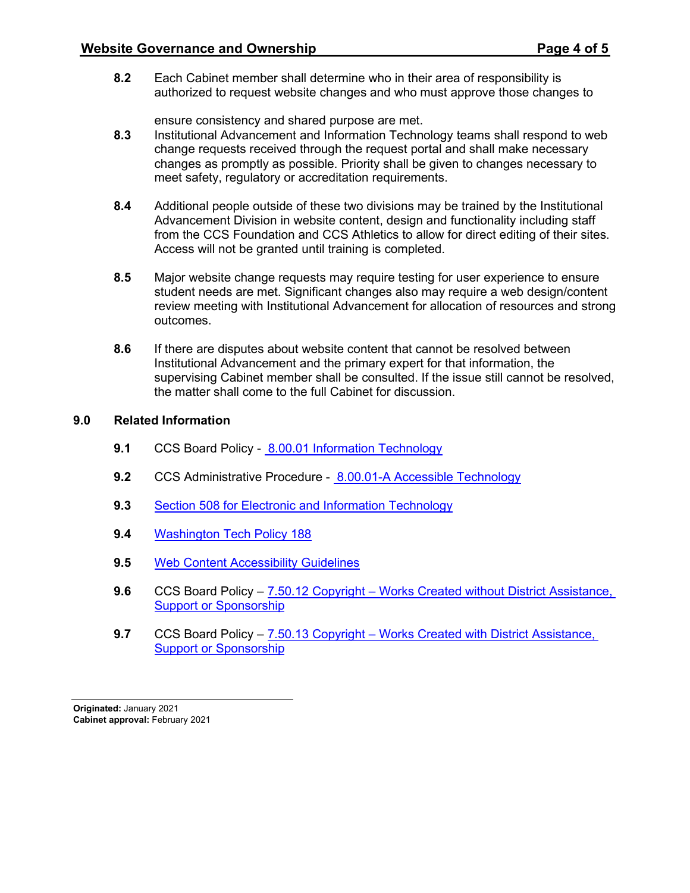**8.2** Each Cabinet member shall determine who in their area of responsibility is authorized to request website changes and who must approve those changes to ensure consistency and shared purpose are met.

**8.3** Institutional Advancement and Information Technology teams shall respond to web change requests received through the request portal and shall make necessary changes as promptly as possible. Priority shall be given to changes necessary to meet safety, regulatory or accreditation requirements.

**8.4** Additional people outside of these two divisions may be trained by the Institutional Advancement Division in website content, design and functionality including staff from the CCS Foundation and CCS Athletics to allow for direct editing of their sites. Access will not be granted until training is completed.

**8.5** Major website change requests may require testing for user experience to ensure student needs are met. Significant changes also may require a web design/content review meeting with Institutional Advancement for allocation of resources and strong outcomes.

**8.6** If there are disputes about website content that cannot be resolved between Institutional Advancement and the primary expert for that information, the supervising Cabinet member shall be consulted. If the issue still cannot be resolved, the matter shall come to the full Cabinet for discussion.

## 9.0 Related Information

**9.1** CCS Board Policy - 8.00.01 Information Technology

**9.2** CCS Administrative Procedure - 8.00.01-A Accessible Technology

**9.3** Section 508 for Electronic and Information Technology

**9.4** Washington Tech Policy 188

**9.5** Web Content Accessibility Guidelines

**9.6** CCS Board Policy – 7.50.12 Copyright – Works Created without District Assistance, Support or Sponsorship

**9.7** CCS Board Policy – 7.50.13 Copyright – Works Created with District Assistance, Support or Sponsorship

---

**Originated:** January 2021
**Cabinet approval:** February 2021